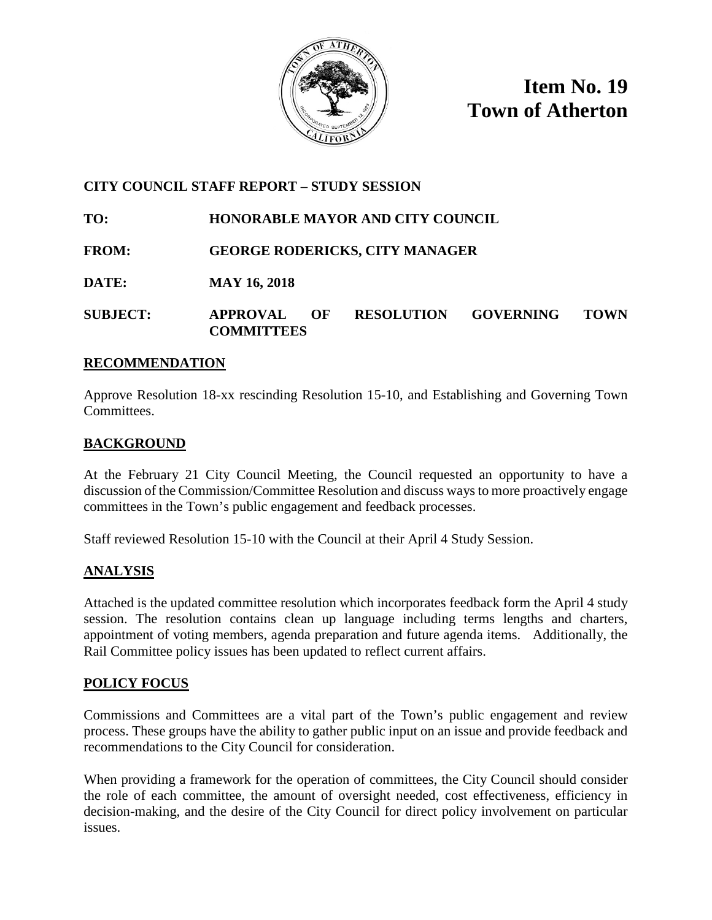# Item No. 19
# Town of Atherton

**CITY COUNCIL STAFF REPORT – STUDY SESSION**

**TO:** HONORABLE MAYOR AND CITY COUNCIL

**FROM:** GEORGE RODERICKS, CITY MANAGER

**DATE:** MAY 16, 2018

**SUBJECT:** APPROVAL OF RESOLUTION GOVERNING TOWN COMMITTEES

## RECOMMENDATION

Approve Resolution 18-xx rescinding Resolution 15-10, and Establishing and Governing Town Committees.

## BACKGROUND

At the February 21 City Council Meeting, the Council requested an opportunity to have a discussion of the Commission/Committee Resolution and discuss ways to more proactively engage committees in the Town's public engagement and feedback processes.

Staff reviewed Resolution 15-10 with the Council at their April 4 Study Session.

## ANALYSIS

Attached is the updated committee resolution which incorporates feedback form the April 4 study session. The resolution contains clean up language including terms lengths and charters, appointment of voting members, agenda preparation and future agenda items. Additionally, the Rail Committee policy issues has been updated to reflect current affairs.

## POLICY FOCUS

Commissions and Committees are a vital part of the Town's public engagement and review process. These groups have the ability to gather public input on an issue and provide feedback and recommendations to the City Council for consideration.

When providing a framework for the operation of committees, the City Council should consider the role of each committee, the amount of oversight needed, cost effectiveness, efficiency in decision-making, and the desire of the City Council for direct policy involvement on particular issues.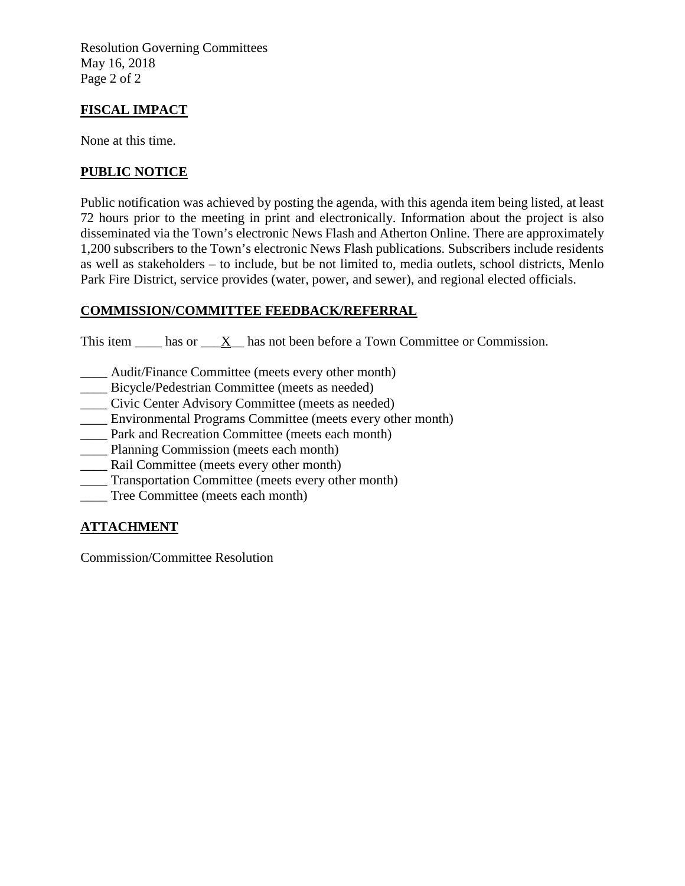## FISCAL IMPACT

None at this time.

## PUBLIC NOTICE

Public notification was achieved by posting the agenda, with this agenda item being listed, at least 72 hours prior to the meeting in print and electronically. Information about the project is also disseminated via the Town's electronic News Flash and Atherton Online. There are approximately 1,200 subscribers to the Town's electronic News Flash publications. Subscribers include residents as well as stakeholders – to include, but be not limited to, media outlets, school districts, Menlo Park Fire District, service provides (water, power, and sewer), and regional elected officials.

## COMMISSION/COMMITTEE FEEDBACK/REFERRAL

This item ____ has or ___X__ has not been before a Town Committee or Commission.

____ Audit/Finance Committee (meets every other month)
____ Bicycle/Pedestrian Committee (meets as needed)
____ Civic Center Advisory Committee (meets as needed)
____ Environmental Programs Committee (meets every other month)
____ Park and Recreation Committee (meets each month)
____ Planning Commission (meets each month)
____ Rail Committee (meets every other month)
____ Transportation Committee (meets every other month)
____ Tree Committee (meets each month)

## ATTACHMENT

Commission/Committee Resolution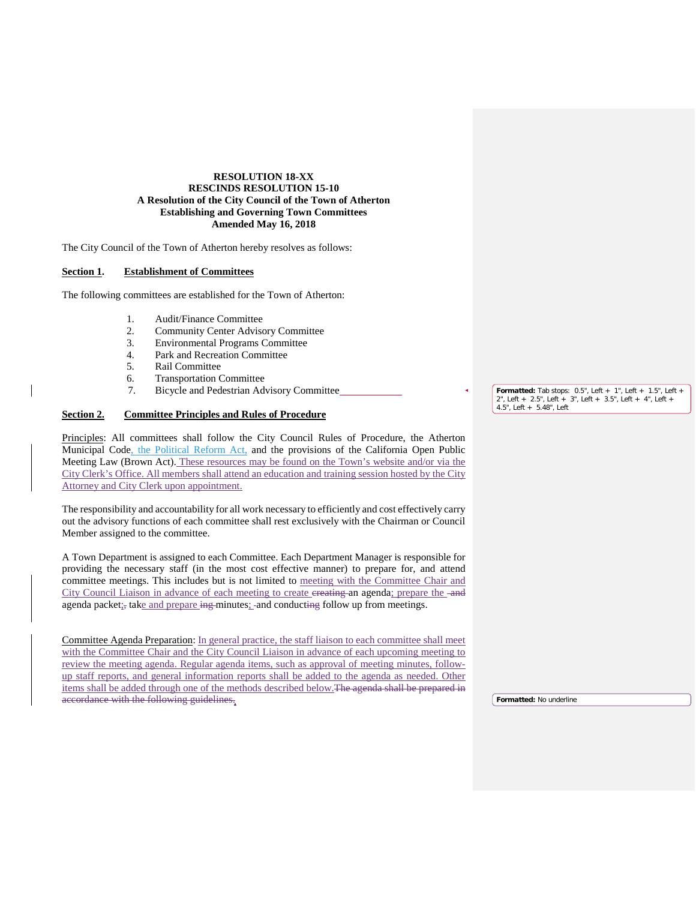**RESOLUTION 18-XX**
**RESCINDS RESOLUTION 15-10**
**A Resolution of the City Council of the Town of Atherton**
**Establishing and Governing Town Committees**
**Amended May 16, 2018**

The City Council of the Town of Atherton hereby resolves as follows:

**Section 1. Establishment of Committees**

The following committees are established for the Town of Atherton:

1. Audit/Finance Committee
2. Community Center Advisory Committee
3. Environmental Programs Committee
4. Park and Recreation Committee
5. Rail Committee
6. Transportation Committee
7. Bicycle and Pedestrian Advisory Committee

**Section 2. Committee Principles and Rules of Procedure**

Principles: All committees shall follow the City Council Rules of Procedure, the Atherton Municipal Code, the Political Reform Act, and the provisions of the California Open Public Meeting Law (Brown Act). These resources may be found on the Town's website and/or via the City Clerk's Office. All members shall attend an education and training session hosted by the City Attorney and City Clerk upon appointment.

The responsibility and accountability for all work necessary to efficiently and cost effectively carry out the advisory functions of each committee shall rest exclusively with the Chairman or Council Member assigned to the committee.

A Town Department is assigned to each Committee. Each Department Manager is responsible for providing the necessary staff (in the most cost effective manner) to prepare for, and attend committee meetings. This includes but is not limited to meeting with the Committee Chair and City Council Liaison in advance of each meeting to create ~~creating~~ an agenda; prepare the ~~and~~ agenda packet;~~,~~ take and prepare ~~ing~~ minutes; and conduct~~ing~~ follow up from meetings.

Committee Agenda Preparation: In general practice, the staff liaison to each committee shall meet with the Committee Chair and the City Council Liaison in advance of each upcoming meeting to review the meeting agenda. Regular agenda items, such as approval of meeting minutes, follow-up staff reports, and general information reports shall be added to the agenda as needed. Other items shall be added through one of the methods described below.~~The agenda shall be prepared in accordance with the following guidelines.~~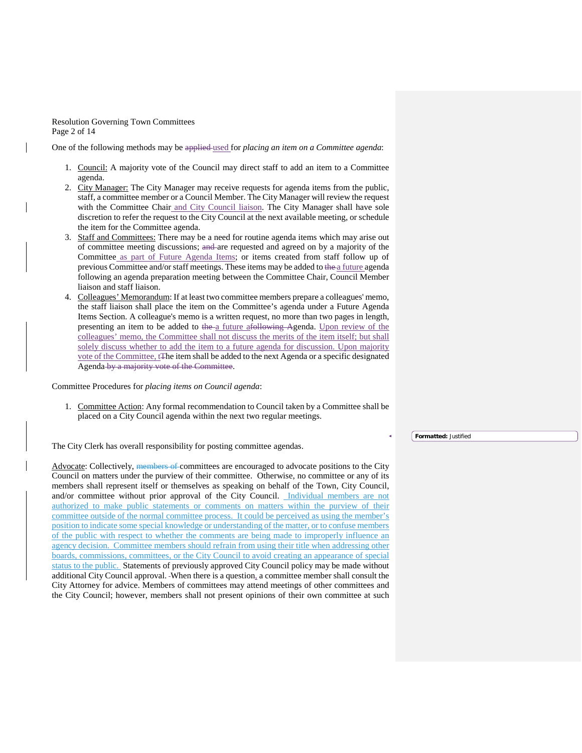One of the following methods may be ~~applied~~ used for *placing an item on a Committee agenda*:

1. Council: A majority vote of the Council may direct staff to add an item to a Committee agenda.
2. City Manager: The City Manager may receive requests for agenda items from the public, staff, a committee member or a Council Member. The City Manager will review the request with the Committee Chair and City Council liaison. The City Manager shall have sole discretion to refer the request to the City Council at the next available meeting, or schedule the item for the Committee agenda.
3. Staff and Committees: There may be a need for routine agenda items which may arise out of committee meeting discussions; ~~and~~ are requested and agreed on by a majority of the Committee as part of Future Agenda Items; or items created from staff follow up of previous Committee and/or staff meetings. These items may be added to ~~the~~ a future agenda following an agenda preparation meeting between the Committee Chair, Council Member liaison and staff liaison.
4. Colleagues' Memorandum: If at least two committee members prepare a colleagues' memo, the staff liaison shall place the item on the Committee's agenda under a Future Agenda Items Section. A colleague's memo is a written request, no more than two pages in length, presenting an item to be added to ~~the~~ a future a~~following A~~genda. Upon review of the colleagues' memo, the Committee shall not discuss the merits of the item itself; but shall solely discuss whether to add the item to a future agenda for discussion. Upon majority vote of the Committee, t~~T~~he item shall be added to the next Agenda or a specific designated Agenda ~~by a majority vote of the Committee~~.

Committee Procedures for *placing items on Council agenda*:

1. Committee Action: Any formal recommendation to Council taken by a Committee shall be placed on a City Council agenda within the next two regular meetings.

The City Clerk has overall responsibility for posting committee agendas.

Advocate: Collectively, ~~members of~~ committees are encouraged to advocate positions to the City Council on matters under the purview of their committee. Otherwise, no committee or any of its members shall represent itself or themselves as speaking on behalf of the Town, City Council, and/or committee without prior approval of the City Council. Individual members are not authorized to make public statements or comments on matters within the purview of their committee outside of the normal committee process. It could be perceived as using the member's position to indicate some special knowledge or understanding of the matter, or to confuse members of the public with respect to whether the comments are being made to improperly influence an agency decision. Committee members should refrain from using their title when addressing other boards, commissions, committees, or the City Council to avoid creating an appearance of special status to the public. Statements of previously approved City Council policy may be made without additional City Council approval. When there is a question, a committee member shall consult the City Attorney for advice. Members of committees may attend meetings of other committees and the City Council; however, members shall not present opinions of their own committee at such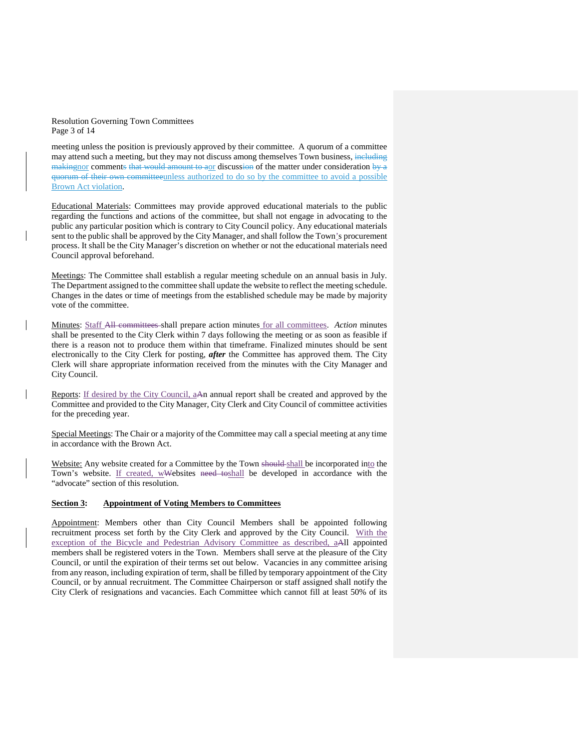meeting unless the position is previously approved by their committee. A quorum of a committee may attend such a meeting, but they may not discuss among themselves Town business, ~~including making~~nor comment~~s that would amount to a~~or discuss~~ion~~ of the matter under consideration ~~by a quorum of their own committee~~unless authorized to do so by the committee to avoid a possible Brown Act violation.

Educational Materials: Committees may provide approved educational materials to the public regarding the functions and actions of the committee, but shall not engage in advocating to the public any particular position which is contrary to City Council policy. Any educational materials sent to the public shall be approved by the City Manager, and shall follow the Town's procurement process. It shall be the City Manager's discretion on whether or not the educational materials need Council approval beforehand.

Meetings: The Committee shall establish a regular meeting schedule on an annual basis in July. The Department assigned to the committee shall update the website to reflect the meeting schedule. Changes in the dates or time of meetings from the established schedule may be made by majority vote of the committee.

Minutes: Staff ~~All committees~~ shall prepare action minutes for all committees. *Action* minutes shall be presented to the City Clerk within 7 days following the meeting or as soon as feasible if there is a reason not to produce them within that timeframe. Finalized minutes should be sent electronically to the City Clerk for posting, ***after*** the Committee has approved them. The City Clerk will share appropriate information received from the minutes with the City Manager and City Council.

Reports: If desired by the City Council, a~~A~~n annual report shall be created and approved by the Committee and provided to the City Manager, City Clerk and City Council of committee activities for the preceding year.

Special Meetings: The Chair or a majority of the Committee may call a special meeting at any time in accordance with the Brown Act.

Website: Any website created for a Committee by the Town ~~should~~ shall be incorporated into the Town's website. If created, w~~W~~ebsites ~~need to~~shall be developed in accordance with the "advocate" section of this resolution.

**Section 3: Appointment of Voting Members to Committees**

Appointment: Members other than City Council Members shall be appointed following recruitment process set forth by the City Clerk and approved by the City Council. With the exception of the Bicycle and Pedestrian Advisory Committee as described, a~~A~~ll appointed members shall be registered voters in the Town. Members shall serve at the pleasure of the City Council, or until the expiration of their terms set out below. Vacancies in any committee arising from any reason, including expiration of term, shall be filled by temporary appointment of the City Council, or by annual recruitment. The Committee Chairperson or staff assigned shall notify the City Clerk of resignations and vacancies. Each Committee which cannot fill at least 50% of its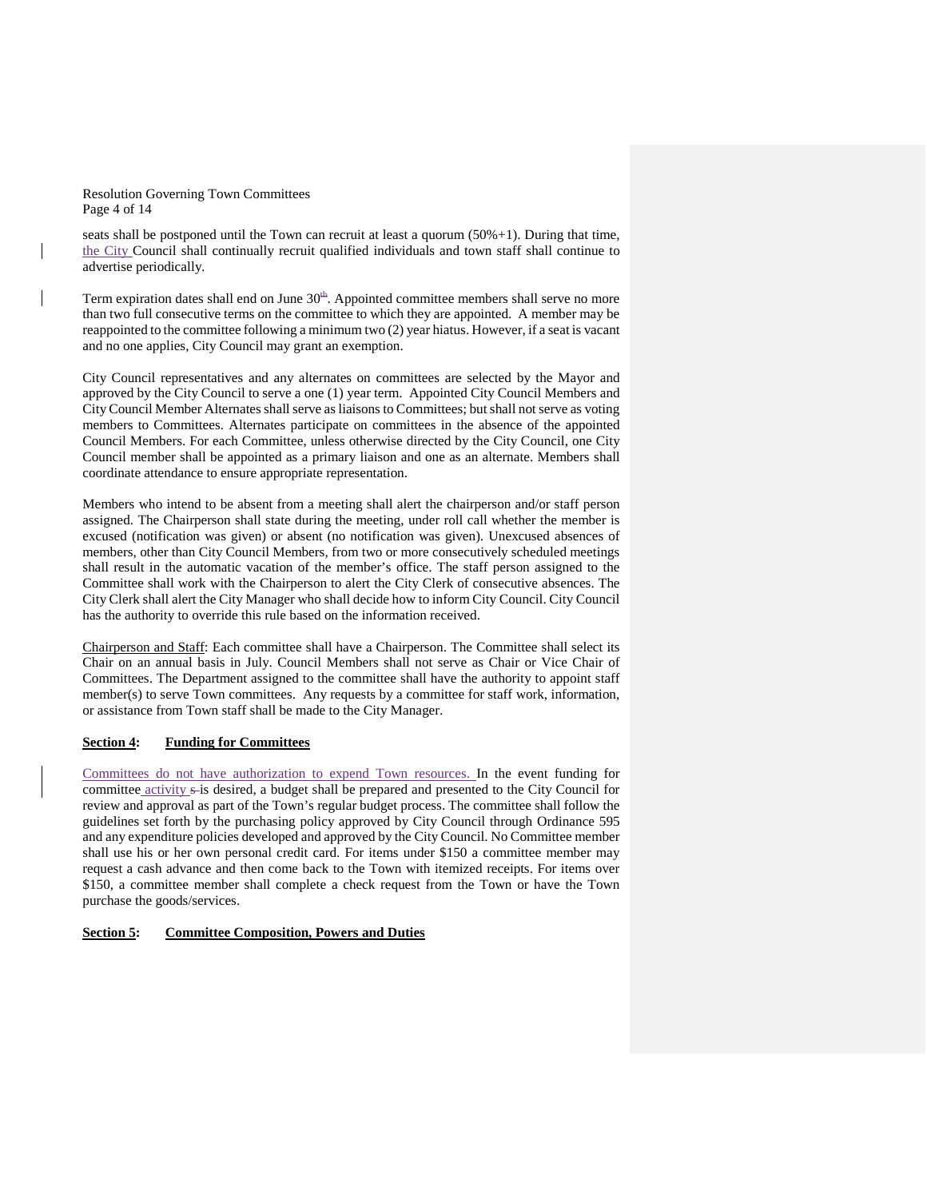seats shall be postponed until the Town can recruit at least a quorum (50%+1). During that time, the City Council shall continually recruit qualified individuals and town staff shall continue to advertise periodically.

Term expiration dates shall end on June 30th. Appointed committee members shall serve no more than two full consecutive terms on the committee to which they are appointed. A member may be reappointed to the committee following a minimum two (2) year hiatus. However, if a seat is vacant and no one applies, City Council may grant an exemption.

City Council representatives and any alternates on committees are selected by the Mayor and approved by the City Council to serve a one (1) year term. Appointed City Council Members and City Council Member Alternates shall serve as liaisons to Committees; but shall not serve as voting members to Committees. Alternates participate on committees in the absence of the appointed Council Members. For each Committee, unless otherwise directed by the City Council, one City Council member shall be appointed as a primary liaison and one as an alternate. Members shall coordinate attendance to ensure appropriate representation.

Members who intend to be absent from a meeting shall alert the chairperson and/or staff person assigned. The Chairperson shall state during the meeting, under roll call whether the member is excused (notification was given) or absent (no notification was given). Unexcused absences of members, other than City Council Members, from two or more consecutively scheduled meetings shall result in the automatic vacation of the member's office. The staff person assigned to the Committee shall work with the Chairperson to alert the City Clerk of consecutive absences. The City Clerk shall alert the City Manager who shall decide how to inform City Council. City Council has the authority to override this rule based on the information received.

Chairperson and Staff: Each committee shall have a Chairperson. The Committee shall select its Chair on an annual basis in July. Council Members shall not serve as Chair or Vice Chair of Committees. The Department assigned to the committee shall have the authority to appoint staff member(s) to serve Town committees. Any requests by a committee for staff work, information, or assistance from Town staff shall be made to the City Manager.

**Section 4: Funding for Committees**

Committees do not have authorization to expend Town resources. In the event funding for committee activity is desired, a budget shall be prepared and presented to the City Council for review and approval as part of the Town's regular budget process. The committee shall follow the guidelines set forth by the purchasing policy approved by City Council through Ordinance 595 and any expenditure policies developed and approved by the City Council. No Committee member shall use his or her own personal credit card. For items under $150 a committee member may request a cash advance and then come back to the Town with itemized receipts. For items over $150, a committee member shall complete a check request from the Town or have the Town purchase the goods/services.

**Section 5: Committee Composition, Powers and Duties**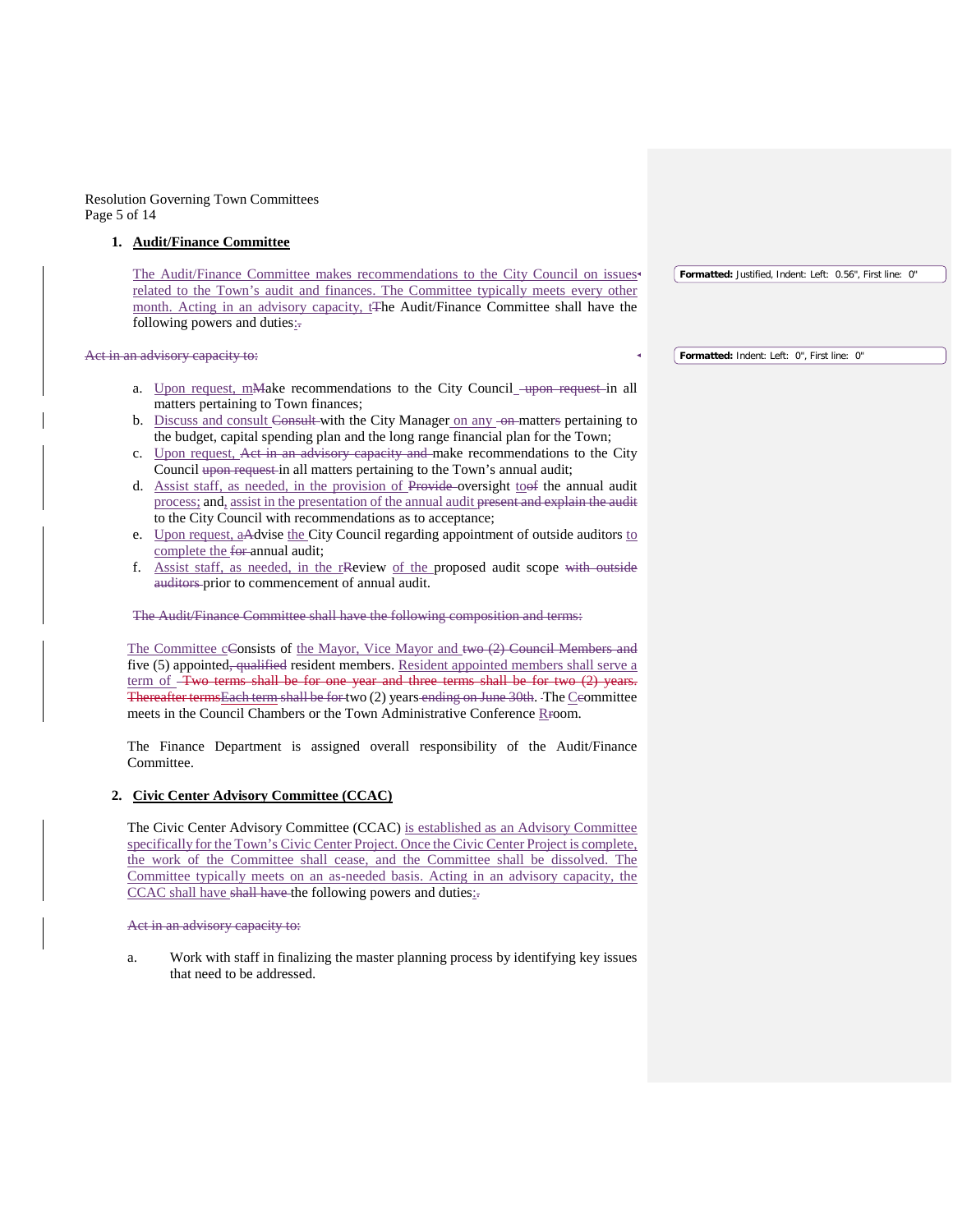**1. Audit/Finance Committee**

The Audit/Finance Committee makes recommendations to the City Council on issues related to the Town's audit and finances. The Committee typically meets every other month. Acting in an advisory capacity, t~~T~~he Audit/Finance Committee shall have the following powers and duties:~~.~~

~~Act in an advisory capacity to:~~

a. Upon request, m~~M~~ake recommendations to the City Council ~~-upon request~~ in all matters pertaining to Town finances;
b. Discuss and consult ~~Consult~~ with the City Manager on any ~~-on~~ matters pertaining to the budget, capital spending plan and the long range financial plan for the Town;
c. Upon request, ~~Act in an advisory capacity and~~ make recommendations to the City Council ~~upon request~~ in all matters pertaining to the Town's annual audit;
d. Assist staff, as needed, in the provision of ~~Provide~~ oversight to~~of~~ the annual audit process; and, assist in the presentation of the annual audit ~~present and explain the audit~~ to the City Council with recommendations as to acceptance;
e. Upon request, a~~A~~dvise the City Council regarding appointment of outside auditors to complete the ~~for~~ annual audit;
f. Assist staff, as needed, in the r~~R~~eview of the proposed audit scope ~~with outside auditors~~ prior to commencement of annual audit.

~~The Audit/Finance Committee shall have the following composition and terms:~~

The Committee c~~C~~onsists of the Mayor, Vice Mayor and ~~two (2) Council Members and~~ five (5) appointed~~, qualified~~ resident members. Resident appointed members shall serve a term of ~~Two terms shall be for one year and three terms shall be for two (2) years. Thereafter terms Each term shall be for~~ two (2) years ~~ending on June 30th~~. The C~~c~~ommittee meets in the Council Chambers or the Town Administrative Conference R~~r~~oom.

The Finance Department is assigned overall responsibility of the Audit/Finance Committee.

**2. Civic Center Advisory Committee (CCAC)**

The Civic Center Advisory Committee (CCAC) is established as an Advisory Committee specifically for the Town's Civic Center Project. Once the Civic Center Project is complete, the work of the Committee shall cease, and the Committee shall be dissolved. The Committee typically meets on an as-needed basis. Acting in an advisory capacity, the CCAC shall have ~~shall have~~ the following powers and duties:~~.~~

~~Act in an advisory capacity to:~~

a. Work with staff in finalizing the master planning process by identifying key issues that need to be addressed.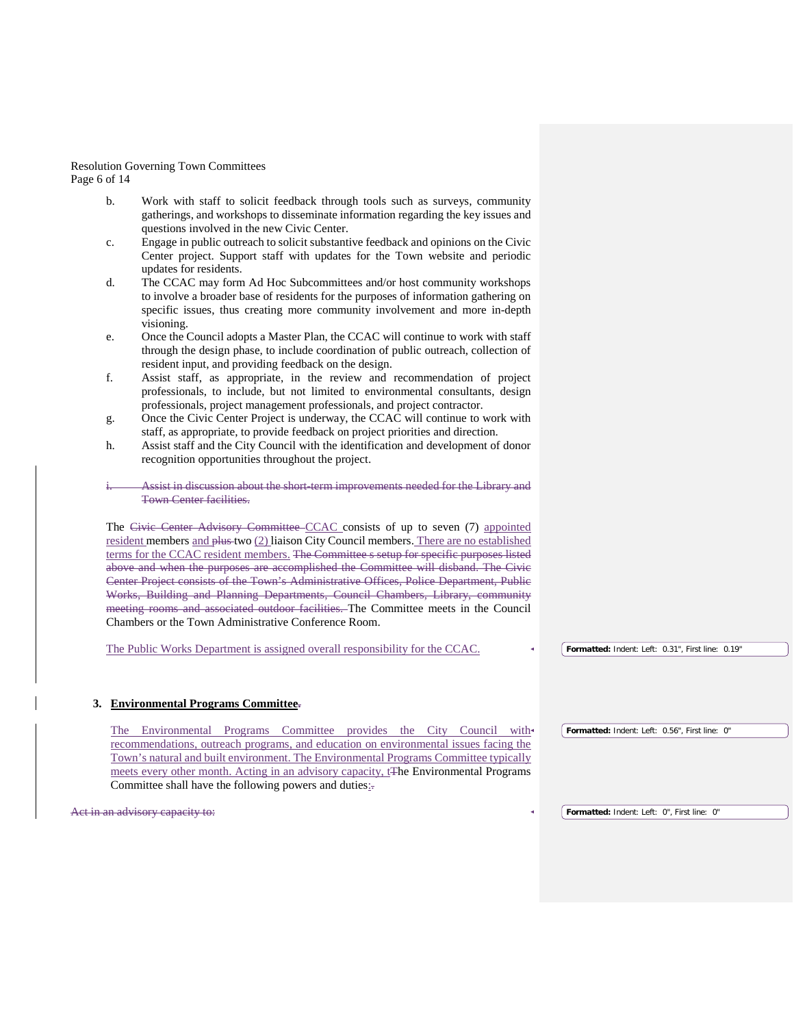b. Work with staff to solicit feedback through tools such as surveys, community gatherings, and workshops to disseminate information regarding the key issues and questions involved in the new Civic Center.

c. Engage in public outreach to solicit substantive feedback and opinions on the Civic Center project. Support staff with updates for the Town website and periodic updates for residents.

d. The CCAC may form Ad Hoc Subcommittees and/or host community workshops to involve a broader base of residents for the purposes of information gathering on specific issues, thus creating more community involvement and more in-depth visioning.

e. Once the Council adopts a Master Plan, the CCAC will continue to work with staff through the design phase, to include coordination of public outreach, collection of resident input, and providing feedback on the design.

f. Assist staff, as appropriate, in the review and recommendation of project professionals, to include, but not limited to environmental consultants, design professionals, project management professionals, and project contractor.

g. Once the Civic Center Project is underway, the CCAC will continue to work with staff, as appropriate, to provide feedback on project priorities and direction.

h. Assist staff and the City Council with the identification and development of donor recognition opportunities throughout the project.

~~i. Assist in discussion about the short-term improvements needed for the Library and Town Center facilities.~~

The ~~Civic Center Advisory Committee~~ CCAC consists of up to seven (7) appointed resident members and ~~plus~~ two (2) liaison City Council members. There are no established terms for the CCAC resident members. ~~The Committee s setup for specific purposes listed above and when the purposes are accomplished the Committee will disband. The Civic Center Project consists of the Town's Administrative Offices, Police Department, Public Works, Building and Planning Departments, Council Chambers, Library, community meeting rooms and associated outdoor facilities.~~ The Committee meets in the Council Chambers or the Town Administrative Conference Room.

The Public Works Department is assigned overall responsibility for the CCAC.

Formatted: Indent: Left: 0.31", First line: 0.19"

### 3. Environmental Programs Committee~~.~~

The Environmental Programs Committee provides the City Council with recommendations, outreach programs, and education on environmental issues facing the Town's natural and built environment. The Environmental Programs Committee typically meets every other month. Acting in an advisory capacity, t~~T~~he Environmental Programs Committee shall have the following powers and duties:~~.~~

Formatted: Indent: Left: 0.56", First line: 0"

~~Act in an advisory capacity to:~~

Formatted: Indent: Left: 0", First line: 0"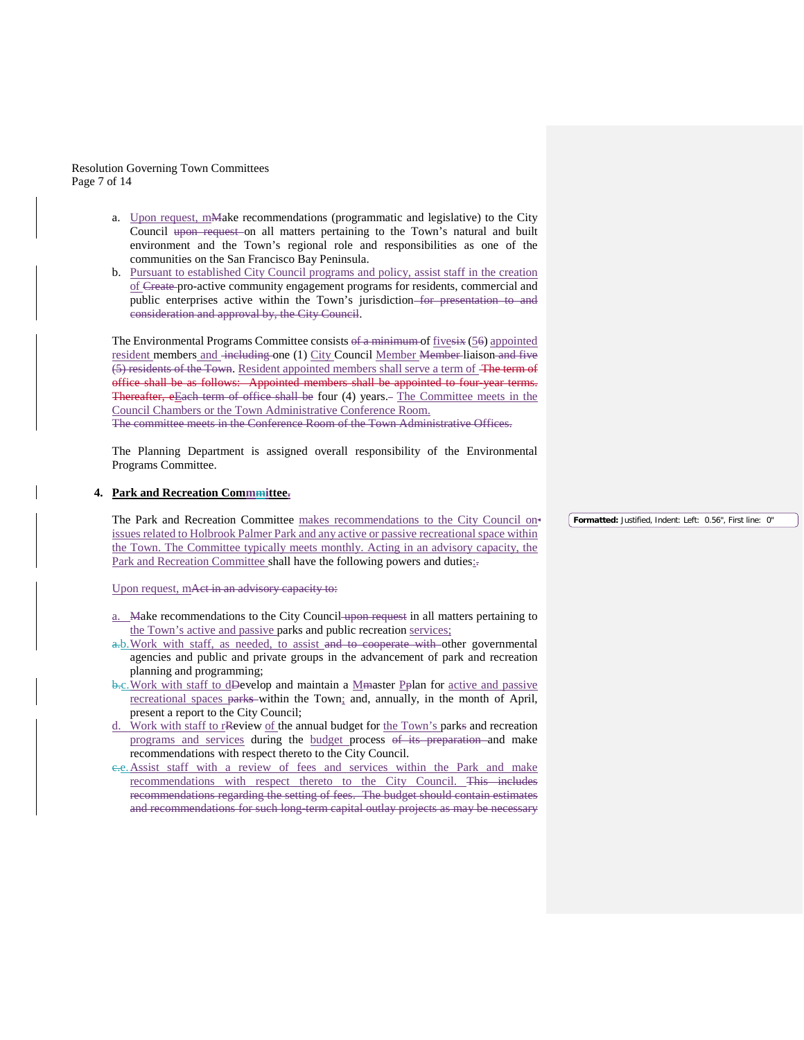a. Upon request, mMake recommendations (programmatic and legislative) to the City Council upon request on all matters pertaining to the Town's natural and built environment and the Town's regional role and responsibilities as one of the communities on the San Francisco Bay Peninsula.
b. Pursuant to established City Council programs and policy, assist staff in the creation of Create pro-active community engagement programs for residents, commercial and public enterprises active within the Town's jurisdiction for presentation to and consideration and approval by, the City Council.

The Environmental Programs Committee consists of a minimum of fivesix (56) appointed resident members and including one (1) City Council Member Member liaison and five (5) residents of the Town. Resident appointed members shall serve a term of The term of office shall be as follows: Appointed members shall be appointed to four-year terms. Thereafter, eEach term of office shall be four (4) years. The Committee meets in the Council Chambers or the Town Administrative Conference Room. The committee meets in the Conference Room of the Town Administrative Offices.

The Planning Department is assigned overall responsibility of the Environmental Programs Committee.

**4. Park and Recreation Commmittee.**

The Park and Recreation Committee makes recommendations to the City Council on issues related to Holbrook Palmer Park and any active or passive recreational space within the Town. The Committee typically meets monthly. Acting in an advisory capacity, the Park and Recreation Committee shall have the following powers and duties:.

Formatted: Justified, Indent: Left: 0.56", First line: 0"

Upon request, mAct in an advisory capacity to:

a. Make recommendations to the City Council upon request in all matters pertaining to the Town's active and passive parks and public recreation services;
a.b. Work with staff, as needed, to assist and to cooperate with other governmental agencies and public and private groups in the advancement of park and recreation planning and programming;
b.c. Work with staff to dDevelop and maintain a Mmaster Pplan for active and passive recreational spaces parks within the Town; and, annually, in the month of April, present a report to the City Council;
d. Work with staff to rReview of the annual budget for the Town's parks and recreation programs and services during the budget process of its preparation and make recommendations with respect thereto to the City Council.
c.e. Assist staff with a review of fees and services within the Park and make recommendations with respect thereto to the City Council. This includes recommendations regarding the setting of fees. The budget should contain estimates and recommendations for such long-term capital outlay projects as may be necessary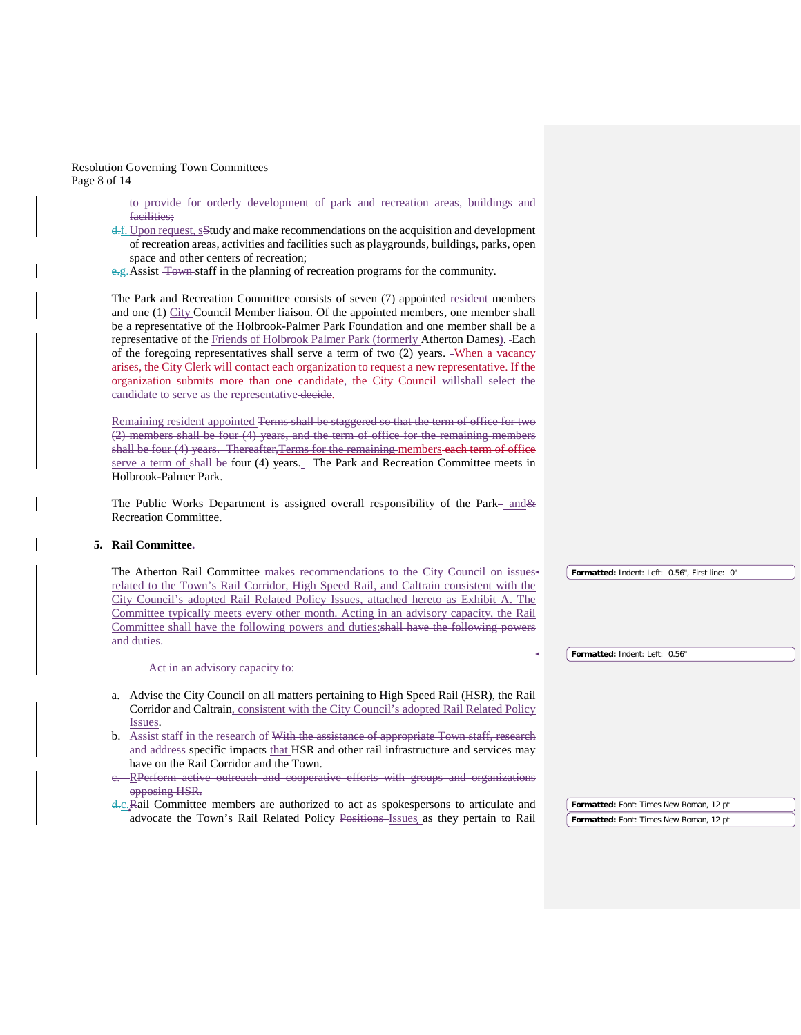to provide for orderly development of park and recreation areas, buildings and facilities;

d.f. Upon request, sStudy and make recommendations on the acquisition and development of recreation areas, activities and facilities such as playgrounds, buildings, parks, open space and other centers of recreation;

e.g. Assist Town staff in the planning of recreation programs for the community.

The Park and Recreation Committee consists of seven (7) appointed resident members and one (1) City Council Member liaison. Of the appointed members, one member shall be a representative of the Holbrook-Palmer Park Foundation and one member shall be a representative of the Friends of Holbrook Palmer Park (formerly Atherton Dames). Each of the foregoing representatives shall serve a term of two (2) years. When a vacancy arises, the City Clerk will contact each organization to request a new representative. If the organization submits more than one candidate, the City Council willshall select the candidate to serve as the representative decide.

Remaining resident appointed Terms shall be staggered so that the term of office for two (2) members shall be four (4) years, and the term of office for the remaining members shall be four (4) years. Thereafter,Terms for the remaining members each term of office serve a term of shall be four (4) years. The Park and Recreation Committee meets in Holbrook-Palmer Park.

The Public Works Department is assigned overall responsibility of the Park and& Recreation Committee.

**5. Rail Committee.**

The Atherton Rail Committee makes recommendations to the City Council on issues related to the Town's Rail Corridor, High Speed Rail, and Caltrain consistent with the City Council's adopted Rail Related Policy Issues, attached hereto as Exhibit A. The Committee typically meets every other month. Acting in an advisory capacity, the Rail Committee shall have the following powers and duties:shall have the following powers and duties.

Act in an advisory capacity to:

a. Advise the City Council on all matters pertaining to High Speed Rail (HSR), the Rail Corridor and Caltrain, consistent with the City Council's adopted Rail Related Policy Issues.

b. Assist staff in the research of With the assistance of appropriate Town staff, research and address specific impacts that HSR and other rail infrastructure and services may have on the Rail Corridor and the Town.

c. RPerform active outreach and cooperative efforts with groups and organizations opposing HSR.

d.c. Rail Committee members are authorized to act as spokespersons to articulate and advocate the Town's Rail Related Policy Positions Issues, as they pertain to Rail

Formatted: Indent: Left: 0.56", First line: 0"

Formatted: Indent: Left: 0.56"

Formatted: Font: Times New Roman, 12 pt

Formatted: Font: Times New Roman, 12 pt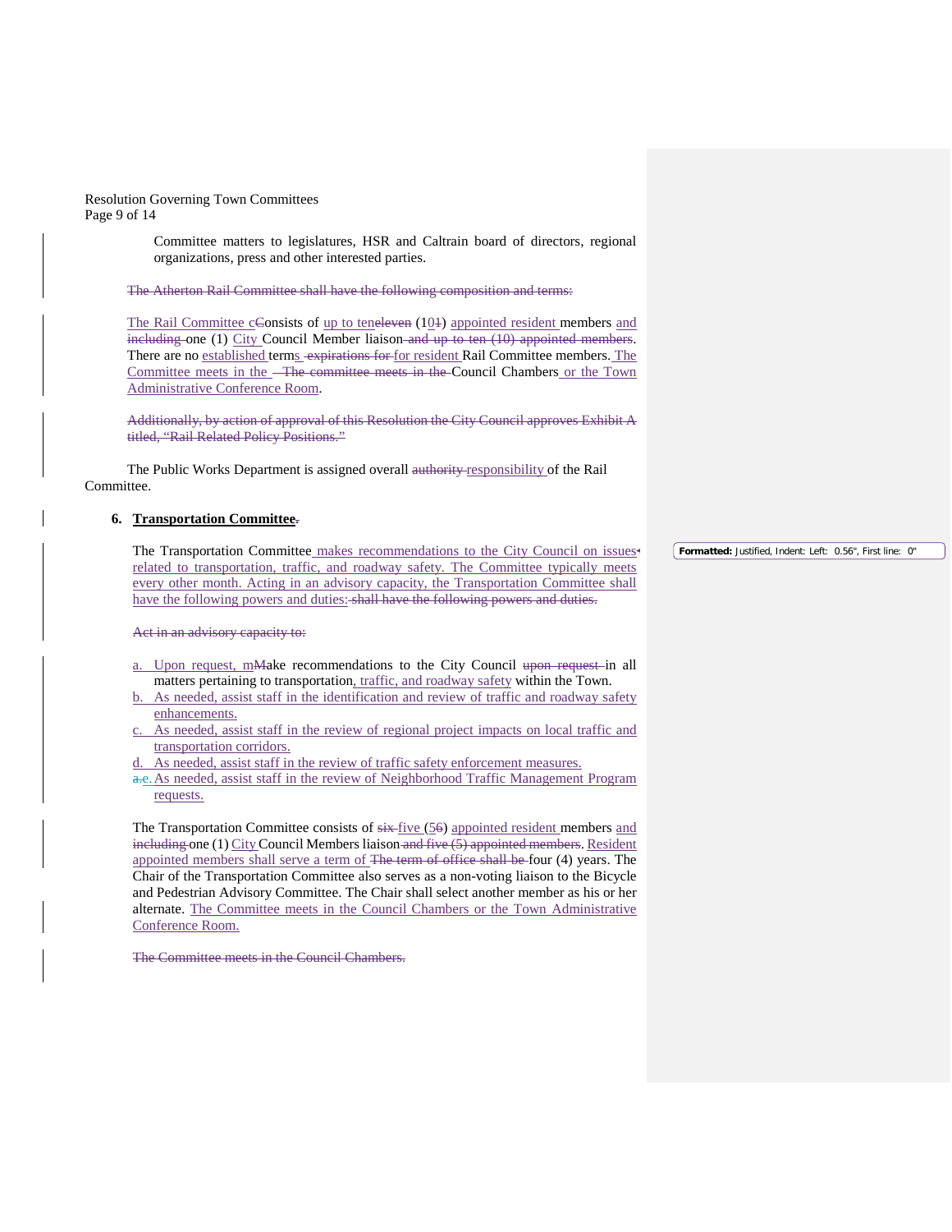Committee matters to legislatures, HSR and Caltrain board of directors, regional organizations, press and other interested parties.

~~The Atherton Rail Committee shall have the following composition and terms:~~

The Rail Committee c~~C~~onsists of up to ten~~eleven~~ (10~~1~~) appointed resident members and ~~including~~ one (1) City Council Member liaison ~~and up to ten (10) appointed members~~. There are no established terms ~~expirations for~~ for resident Rail Committee members. The Committee meets in the ~~The committee meets in the~~ Council Chambers or the Town Administrative Conference Room.

~~Additionally, by action of approval of this Resolution the City Council approves Exhibit A titled, "Rail Related Policy Positions."~~

The Public Works Department is assigned overall ~~authority~~ responsibility of the Rail Committee.

## 6. **Transportation Committee**~~.~~

The Transportation Committee makes recommendations to the City Council on issues related to transportation, traffic, and roadway safety. The Committee typically meets every other month. Acting in an advisory capacity, the Transportation Committee shall have the following powers and duties: ~~shall have the following powers and duties.~~

~~Act in an advisory capacity to:~~

a. Upon request, m~~M~~ake recommendations to the City Council ~~upon request~~ in all matters pertaining to transportation, traffic, and roadway safety within the Town.
b. As needed, assist staff in the identification and review of traffic and roadway safety enhancements.
c. As needed, assist staff in the review of regional project impacts on local traffic and transportation corridors.
d. As needed, assist staff in the review of traffic safety enforcement measures.
~~a.~~e. As needed, assist staff in the review of Neighborhood Traffic Management Program requests.

The Transportation Committee consists of ~~six~~ five (5~~6~~) appointed resident members and ~~including~~ one (1) City Council Members liaison ~~and five (5) appointed members~~. Resident appointed members shall serve a term of ~~The term of office shall be~~ four (4) years. The Chair of the Transportation Committee also serves as a non-voting liaison to the Bicycle and Pedestrian Advisory Committee. The Chair shall select another member as his or her alternate. The Committee meets in the Council Chambers or the Town Administrative Conference Room.

~~The Committee meets in the Council Chambers.~~

Formatted: Justified, Indent: Left: 0.56", First line: 0"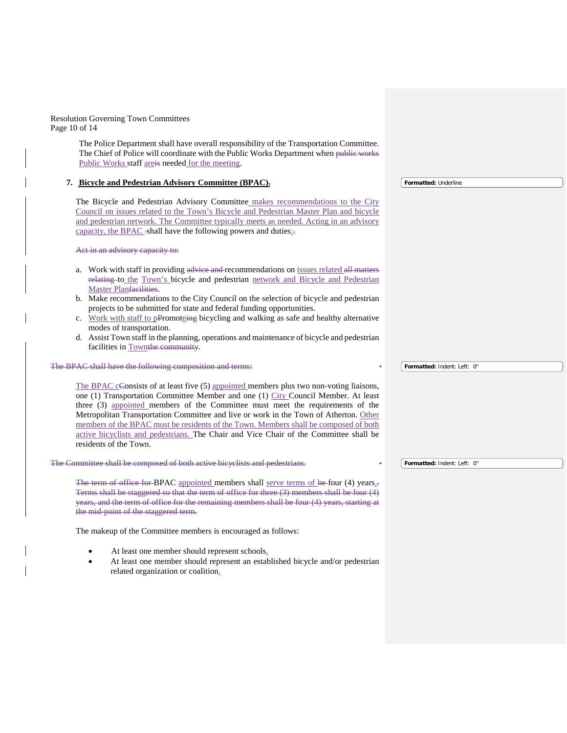The Police Department shall have overall responsibility of the Transportation Committee. The Chief of Police will coordinate with the Public Works Department when ~~public works~~ Public Works staff are~~is~~ needed for the meeting.

7. **Bicycle and Pedestrian Advisory Committee (BPAC)**~~.~~

The Bicycle and Pedestrian Advisory Committee makes recommendations to the City Council on issues related to the Town's Bicycle and Pedestrian Master Plan and bicycle and pedestrian network. The Committee typically meets as needed. Acting in an advisory capacity, the BPAC ~~-~~shall have the following powers and duties:~~.~~

~~Act in an advisory capacity to:~~

a. Work with staff in providing ~~advice and~~ recommendations on issues related ~~all matters relating~~ to the Town's bicycle and pedestrian network and Bicycle and Pedestrian Master Plan~~facilities~~.
b. Make recommendations to the City Council on the selection of bicycle and pedestrian projects to be submitted for state and federal funding opportunities.
c. Work with staff to p~~P~~romote~~ing~~ bicycling and walking as safe and healthy alternative modes of transportation.
d. Assist Town staff in the planning, operations and maintenance of bicycle and pedestrian facilities in Town~~the community~~.

~~The BPAC shall have the following composition and terms:~~

The BPAC c~~C~~onsists of at least five (5) appointed members plus two non-voting liaisons, one (1) Transportation Committee Member and one (1) City Council Member. At least three (3) appointed members of the Committee must meet the requirements of the Metropolitan Transportation Committee and live or work in the Town of Atherton. Other members of the BPAC must be residents of the Town. Members shall be composed of both active bicyclists and pedestrians. The Chair and Vice Chair of the Committee shall be residents of the Town.

~~The Committee shall be composed of both active bicyclists and pedestrians.~~

~~The term of office for~~ BPAC appointed members shall serve terms of ~~be~~ four (4) years.~~. Terms shall be staggered so that the term of office for three (3) members shall be four (4) years, and the term of office for the remaining members shall be four (4) years, starting at the mid-point of the staggered term.~~

The makeup of the Committee members is encouraged as follows:

- At least one member should represent schools.
- At least one member should represent an established bicycle and/or pedestrian related organization or coalition.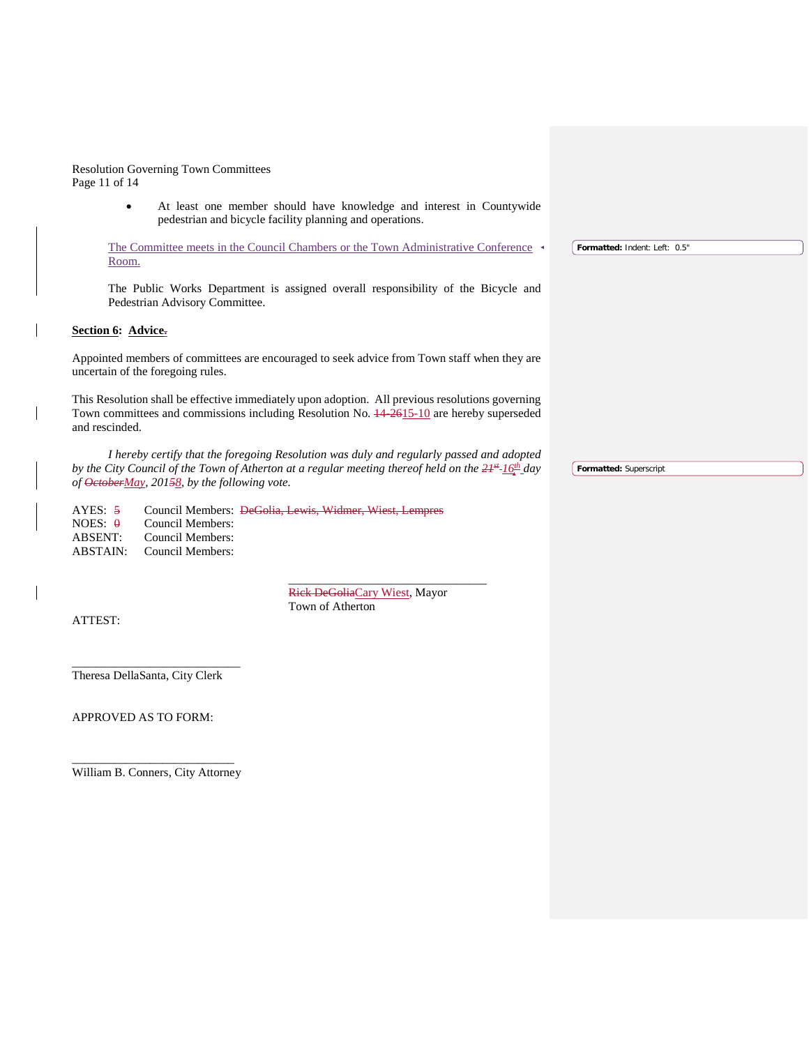- At least one member should have knowledge and interest in Countywide pedestrian and bicycle facility planning and operations.

The Committee meets in the Council Chambers or the Town Administrative Conference Room.

The Public Works Department is assigned overall responsibility of the Bicycle and Pedestrian Advisory Committee.

**Section 6: Advice.**

Appointed members of committees are encouraged to seek advice from Town staff when they are uncertain of the foregoing rules.

This Resolution shall be effective immediately upon adoption. All previous resolutions governing Town committees and commissions including Resolution No. ~~14-26~~15-10 are hereby superseded and rescinded.

*I hereby certify that the foregoing Resolution was duly and regularly passed and adopted by the City Council of the Town of Atherton at a regular meeting thereof held on the ~~21st~~ 16th day of ~~October~~May, 201~~5~~8, by the following vote.*

AYES: ~~5~~ Council Members: ~~DeGolia, Lewis, Widmer, Wiest, Lempres~~
NOES: ~~0~~ Council Members:
ABSENT: Council Members:
ABSTAIN: Council Members:

\_\_\_\_\_\_\_\_\_\_\_\_\_\_\_\_\_\_\_\_\_\_\_\_\_\_\_\_\_\_
~~Rick DeGolia~~Cary Wiest, Mayor
Town of Atherton

ATTEST:

\_\_\_\_\_\_\_\_\_\_\_\_\_\_\_\_\_\_\_\_\_\_\_\_\_\_\_\_\_\_
Theresa DellaSanta, City Clerk

APPROVED AS TO FORM:

\_\_\_\_\_\_\_\_\_\_\_\_\_\_\_\_\_\_\_\_\_\_\_\_\_\_\_\_\_\_
William B. Conners, City Attorney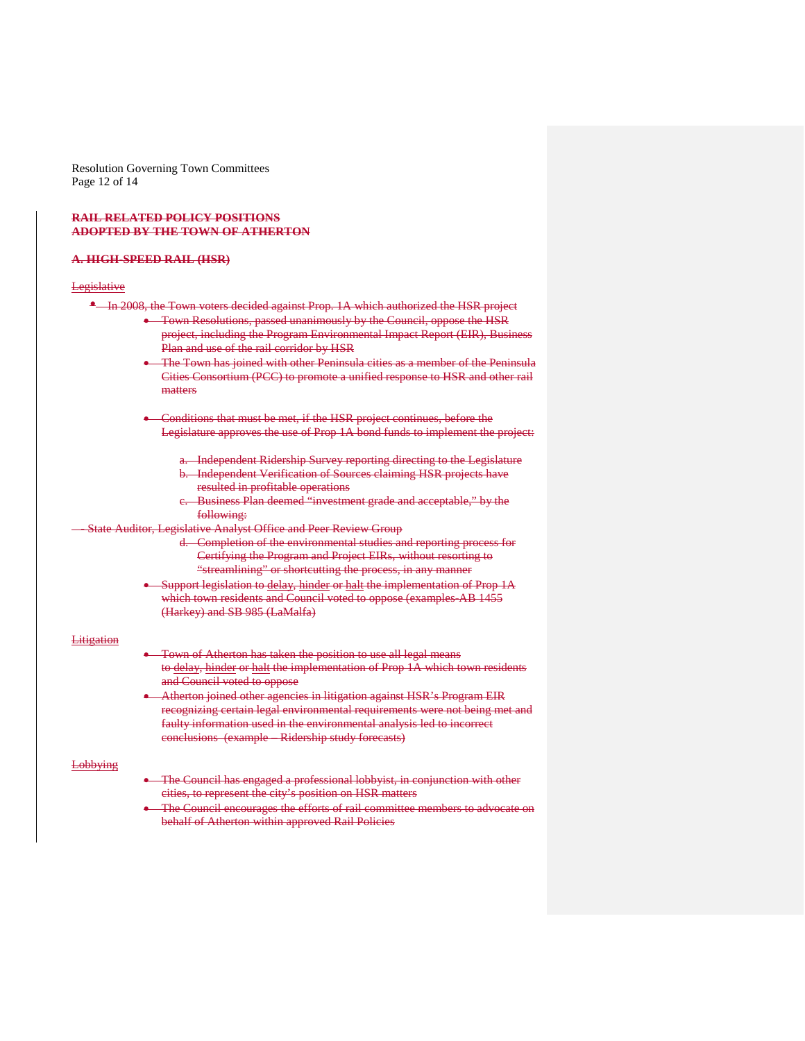**RAIL RELATED POLICY POSITIONS**
**ADOPTED BY THE TOWN OF ATHERTON**

**A. HIGH-SPEED RAIL (HSR)**

Legislative

- In 2008, the Town voters decided against Prop. 1A which authorized the HSR project
  - Town Resolutions, passed unanimously by the Council, oppose the HSR project, including the Program Environmental Impact Report (EIR), Business Plan and use of the rail corridor by HSR
  - The Town has joined with other Peninsula cities as a member of the Peninsula Cities Consortium (PCC) to promote a unified response to HSR and other rail matters
  - Conditions that must be met, if the HSR project continues, before the Legislature approves the use of Prop 1A bond funds to implement the project:
    a. Independent Ridership Survey reporting directing to the Legislature
    b. Independent Verification of Sources claiming HSR projects have resulted in profitable operations
    c. Business Plan deemed "investment grade and acceptable," by the following:
       - State Auditor, Legislative Analyst Office and Peer Review Group
    d. Completion of the environmental studies and reporting process for Certifying the Program and Project EIRs, without resorting to "streamlining" or shortcutting the process, in any manner
  - Support legislation to delay, hinder or halt the implementation of Prop 1A which town residents and Council voted to oppose (examples-AB 1455 (Harkey) and SB 985 (LaMalfa)

Litigation

- Town of Atherton has taken the position to use all legal means to delay, hinder or halt the implementation of Prop 1A which town residents and Council voted to oppose
- Atherton joined other agencies in litigation against HSR's Program EIR recognizing certain legal environmental requirements were not being met and faulty information used in the environmental analysis led to incorrect conclusions (example – Ridership study forecasts)

Lobbying

- The Council has engaged a professional lobbyist, in conjunction with other cities, to represent the city's position on HSR matters
- The Council encourages the efforts of rail committee members to advocate on behalf of Atherton within approved Rail Policies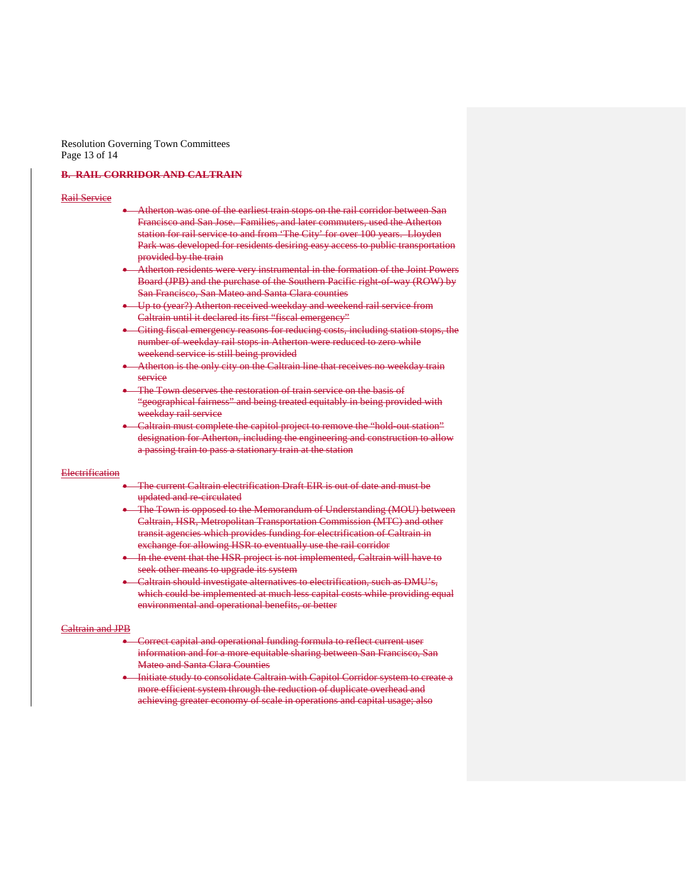## B. RAIL CORRIDOR AND CALTRAIN

Rail Service

- Atherton was one of the earliest train stops on the rail corridor between San Francisco and San Jose. Families, and later commuters, used the Atherton station for rail service to and from 'The City' for over 100 years. Lloyden Park was developed for residents desiring easy access to public transportation provided by the train
- Atherton residents were very instrumental in the formation of the Joint Powers Board (JPB) and the purchase of the Southern Pacific right-of-way (ROW) by San Francisco, San Mateo and Santa Clara counties
- Up to (year?) Atherton received weekday and weekend rail service from Caltrain until it declared its first "fiscal emergency"
- Citing fiscal emergency reasons for reducing costs, including station stops, the number of weekday rail stops in Atherton were reduced to zero while weekend service is still being provided
- Atherton is the only city on the Caltrain line that receives no weekday train service
- The Town deserves the restoration of train service on the basis of "geographical fairness" and being treated equitably in being provided with weekday rail service
- Caltrain must complete the capitol project to remove the "hold-out station" designation for Atherton, including the engineering and construction to allow a passing train to pass a stationary train at the station

Electrification

- The current Caltrain electrification Draft EIR is out of date and must be updated and re-circulated
- The Town is opposed to the Memorandum of Understanding (MOU) between Caltrain, HSR, Metropolitan Transportation Commission (MTC) and other transit agencies which provides funding for electrification of Caltrain in exchange for allowing HSR to eventually use the rail corridor
- In the event that the HSR project is not implemented, Caltrain will have to seek other means to upgrade its system
- Caltrain should investigate alternatives to electrification, such as DMU's, which could be implemented at much less capital costs while providing equal environmental and operational benefits, or better

Caltrain and JPB

- Correct capital and operational funding formula to reflect current user information and for a more equitable sharing between San Francisco, San Mateo and Santa Clara Counties
- Initiate study to consolidate Caltrain with Capitol Corridor system to create a more efficient system through the reduction of duplicate overhead and achieving greater economy of scale in operations and capital usage; also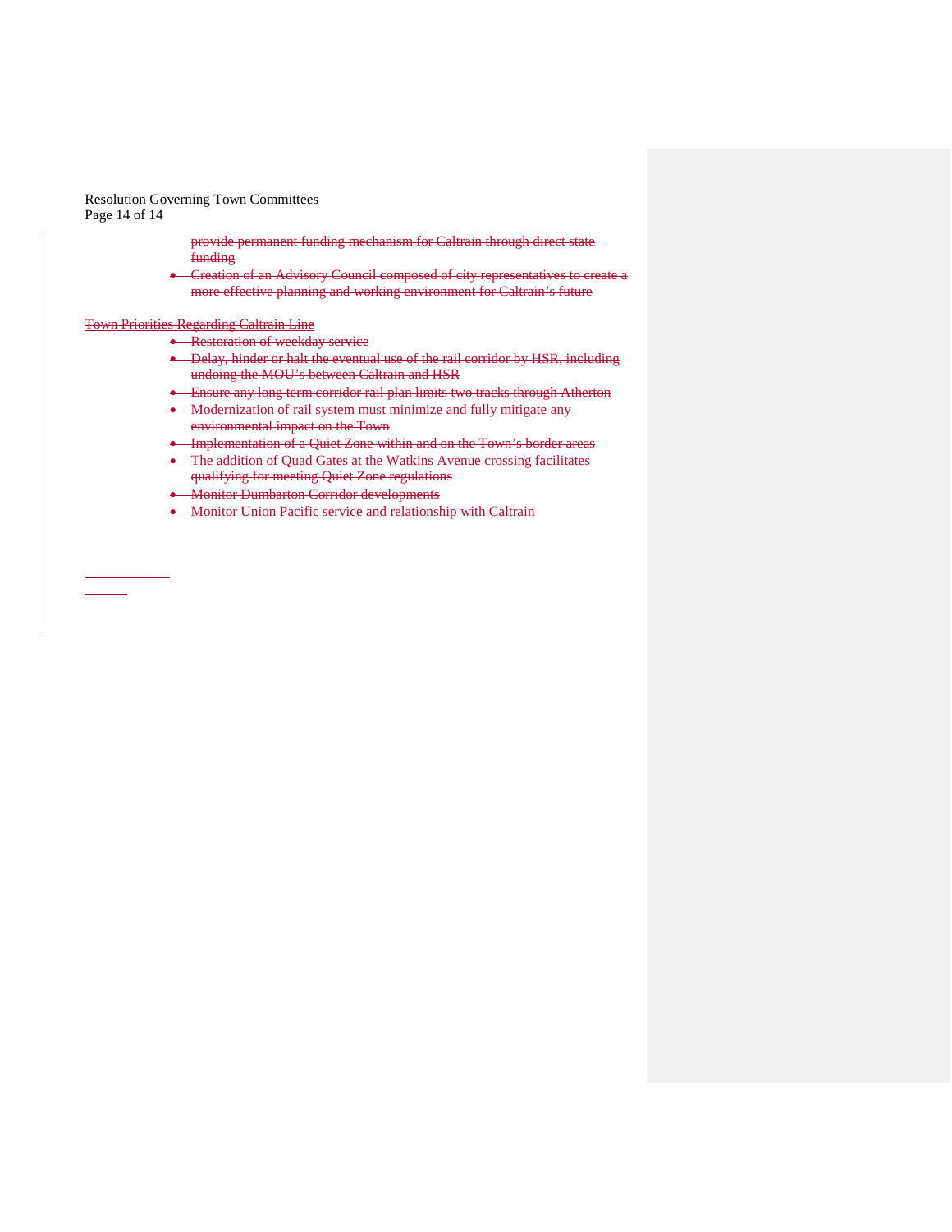provide permanent funding mechanism for Caltrain through direct state funding
- Creation of an Advisory Council composed of city representatives to create a more effective planning and working environment for Caltrain's future

Town Priorities Regarding Caltrain Line

- Restoration of weekday service
- Delay, hinder or halt the eventual use of the rail corridor by HSR, including undoing the MOU's between Caltrain and HSR
- Ensure any long term corridor rail plan limits two tracks through Atherton
- Modernization of rail system must minimize and fully mitigate any environmental impact on the Town
- Implementation of a Quiet Zone within and on the Town's border areas
- The addition of Quad Gates at the Watkins Avenue crossing facilitates qualifying for meeting Quiet Zone regulations
- Monitor Dumbarton Corridor developments
- Monitor Union Pacific service and relationship with Caltrain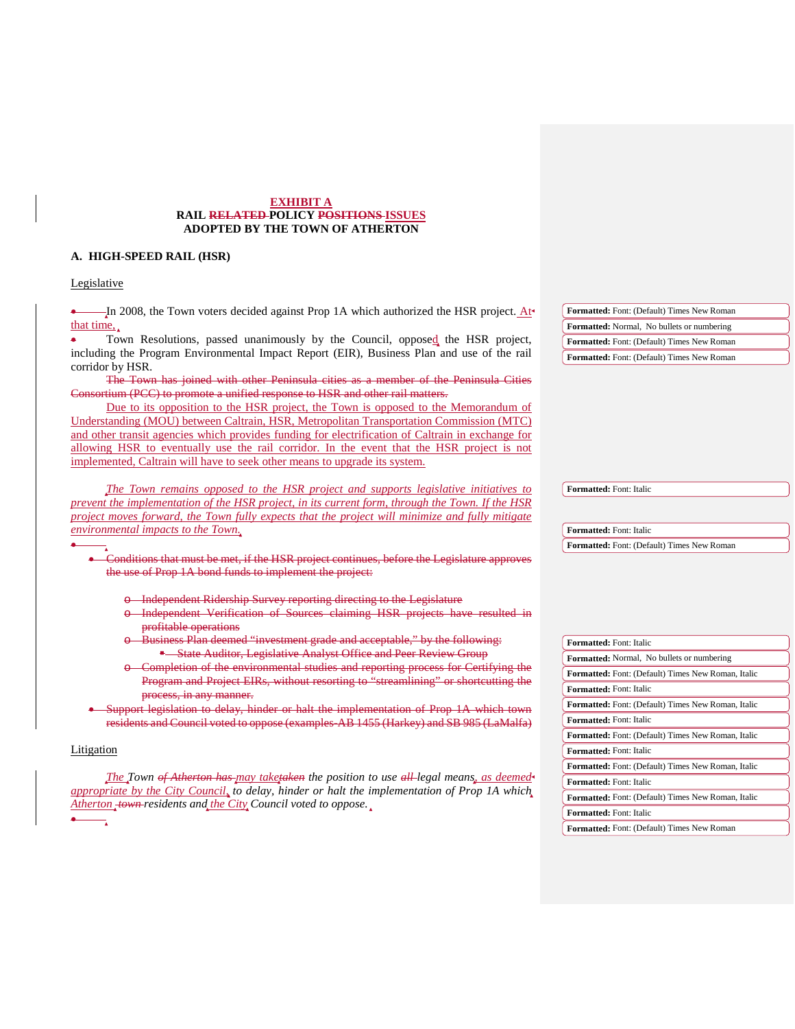**EXHIBIT A**
**RAIL ~~RELATED~~ POLICY ~~POSITIONS~~ ISSUES**
**ADOPTED BY THE TOWN OF ATHERTON**

## A. HIGH-SPEED RAIL (HSR)

Legislative

In 2008, the Town voters decided against Prop 1A which authorized the HSR project. At that time,

Town Resolutions, passed unanimously by the Council, opposed the HSR project, including the Program Environmental Impact Report (EIR), Business Plan and use of the rail corridor by HSR.

~~The Town has joined with other Peninsula cities as a member of the Peninsula Cities Consortium (PCC) to promote a unified response to HSR and other rail matters.~~

Due to its opposition to the HSR project, the Town is opposed to the Memorandum of Understanding (MOU) between Caltrain, HSR, Metropolitan Transportation Commission (MTC) and other transit agencies which provides funding for electrification of Caltrain in exchange for allowing HSR to eventually use the rail corridor. In the event that the HSR project is not implemented, Caltrain will have to seek other means to upgrade its system.

*The Town remains opposed to the HSR project and supports legislative initiatives to prevent the implementation of the HSR project, in its current form, through the Town. If the HSR project moves forward, the Town fully expects that the project will minimize and fully mitigate environmental impacts to the Town.*

- ~~Conditions that must be met, if the HSR project continues, before the Legislature approves the use of Prop 1A bond funds to implement the project:~~
  - ~~Independent Ridership Survey reporting directing to the Legislature~~
  - ~~Independent Verification of Sources claiming HSR projects have resulted in profitable operations~~
  - ~~Business Plan deemed "investment grade and acceptable," by the following:~~
    - ~~State Auditor, Legislative Analyst Office and Peer Review Group~~
  - ~~Completion of the environmental studies and reporting process for Certifying the Program and Project EIRs, without resorting to "streamlining" or shortcutting the process, in any manner.~~
- ~~Support legislation to delay, hinder or halt the implementation of Prop 1A which town residents and Council voted to oppose (examples-AB 1455 (Harkey) and SB 985 (LaMalfa)~~

Litigation

*The Town ~~of Atherton has~~ may take~~taken~~ the position to use ~~all~~ legal means, as deemed appropriate by the City Council, to delay, hinder or halt the implementation of Prop 1A which Atherton ~~town~~ residents and the City Council voted to oppose.*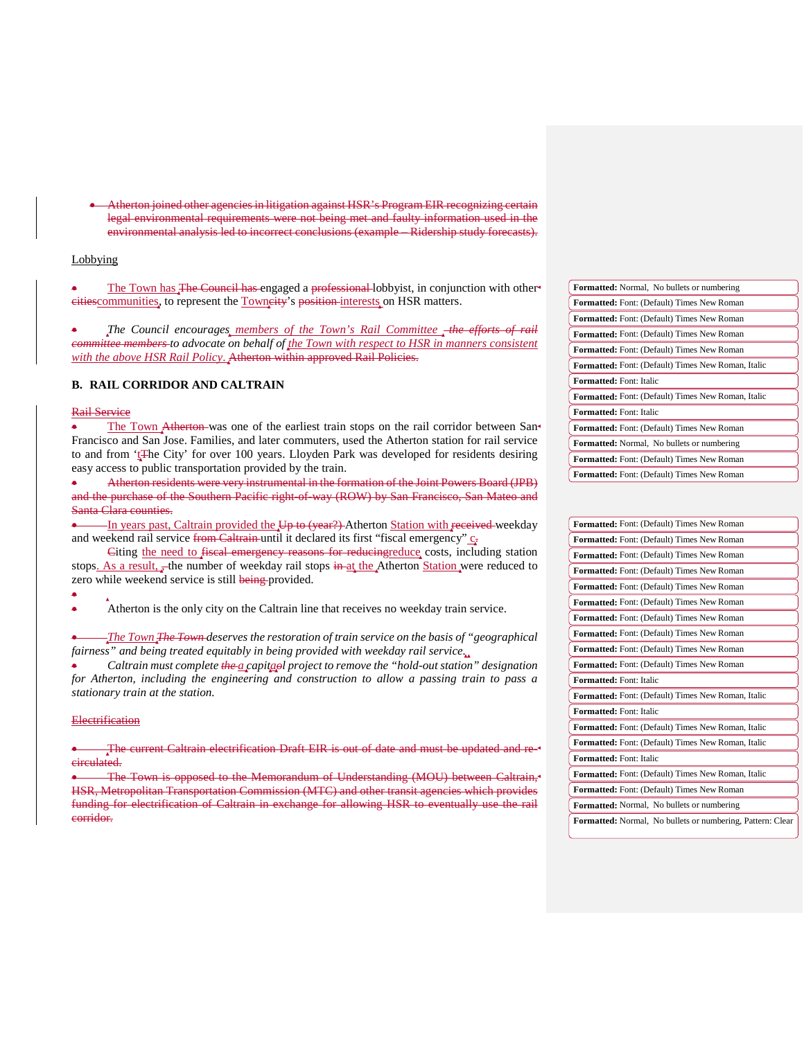- ~~Atherton joined other agencies in litigation against HSR's Program EIR recognizing certain legal environmental requirements were not being met and faulty information used in the environmental analysis led to incorrect conclusions (example – Ridership study forecasts).~~

Lobbying

- The Town has ~~The Council has~~ engaged a ~~professional~~ lobbyist, in conjunction with other ~~cities~~communities, to represent the Town~~city~~'s ~~position~~ interests on HSR matters.

- *The Council encourages members of the Town's Rail Committee ~~the efforts of rail committee members~~ to advocate on behalf of the Town with respect to HSR in manners consistent with the above HSR Rail Policy. ~~Atherton within approved Rail Policies.~~*

**B. RAIL CORRIDOR AND CALTRAIN**

~~Rail Service~~

- The Town ~~Atherton~~ was one of the earliest train stops on the rail corridor between San Francisco and San Jose. Families, and later commuters, used the Atherton station for rail service to and from 't~~T~~he City' for over 100 years. Lloyden Park was developed for residents desiring easy access to public transportation provided by the train.
- ~~Atherton residents were very instrumental in the formation of the Joint Powers Board (JPB) and the purchase of the Southern Pacific right-of-way (ROW) by San Francisco, San Mateo and Santa Clara counties.~~
- In years past, Caltrain provided the ~~Up to (year?)~~ Atherton Station with ~~received~~ weekday and weekend rail service ~~from Caltrain~~ until it declared its first "fiscal emergency" c~~.~~ ~~C~~iting the need to ~~fiscal emergency reasons for reducing~~reduce costs, including station stops. As a result, ~~,~~ the number of weekday rail stops ~~in~~ at the Atherton Station were reduced to zero while weekend service is still ~~being~~ provided.
- Atherton is the only city on the Caltrain line that receives no weekday train service.

- *The Town ~~The Town~~ deserves the restoration of train service on the basis of "geographical fairness" and being treated equitably in being provided with weekday rail service.*
- *Caltrain must complete ~~the~~ a capit~~o~~al project to remove the "hold-out station" designation for Atherton, including the engineering and construction to allow a passing train to pass a stationary train at the station.*

~~Electrification~~

- ~~The current Caltrain electrification Draft EIR is out of date and must be updated and re-circulated.~~
- ~~The Town is opposed to the Memorandum of Understanding (MOU) between Caltrain, HSR, Metropolitan Transportation Commission (MTC) and other transit agencies which provides funding for electrification of Caltrain in exchange for allowing HSR to eventually use the rail corridor.~~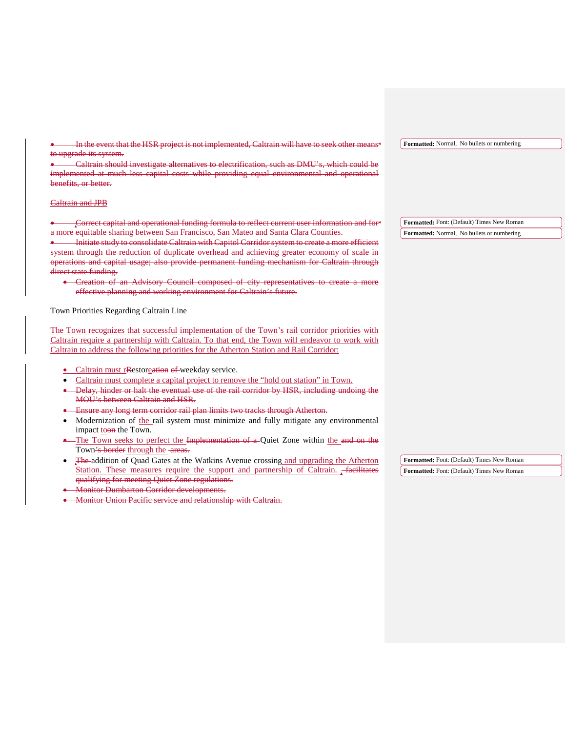- In the event that the HSR project is not implemented, Caltrain will have to seek other means to upgrade its system.
- Caltrain should investigate alternatives to electrification, such as DMU's, which could be implemented at much less capital costs while providing equal environmental and operational benefits, or better.

Caltrain and JPB

- Correct capital and operational funding formula to reflect current user information and for a more equitable sharing between San Francisco, San Mateo and Santa Clara Counties.
- Initiate study to consolidate Caltrain with Capitol Corridor system to create a more efficient system through the reduction of duplicate overhead and achieving greater economy of scale in operations and capital usage; also provide permanent funding mechanism for Caltrain through direct state funding.
  - Creation of an Advisory Council composed of city representatives to create a more effective planning and working environment for Caltrain's future.

Town Priorities Regarding Caltrain Line

The Town recognizes that successful implementation of the Town's rail corridor priorities with Caltrain require a partnership with Caltrain. To that end, the Town will endeavor to work with Caltrain to address the following priorities for the Atherton Station and Rail Corridor:

- Caltrain must rRestoreation of weekday service.
- Caltrain must complete a capital project to remove the "hold out station" in Town.
- Delay, hinder or halt the eventual use of the rail corridor by HSR, including undoing the MOU's between Caltrain and HSR.
- Ensure any long term corridor rail plan limits two tracks through Atherton.
- Modernization of the rail system must minimize and fully mitigate any environmental impact toon the Town.
- The Town seeks to perfect the Implementation of a Quiet Zone within the and on the Town's border through the areas.
- The addition of Quad Gates at the Watkins Avenue crossing and upgrading the Atherton Station. These measures require the support and partnership of Caltrain. facilitates qualifying for meeting Quiet Zone regulations.
- Monitor Dumbarton Corridor developments.
- Monitor Union Pacific service and relationship with Caltrain.

Formatted: Normal, No bullets or numbering

Formatted: Font: (Default) Times New Roman

Formatted: Normal, No bullets or numbering

Formatted: Font: (Default) Times New Roman

Formatted: Font: (Default) Times New Roman